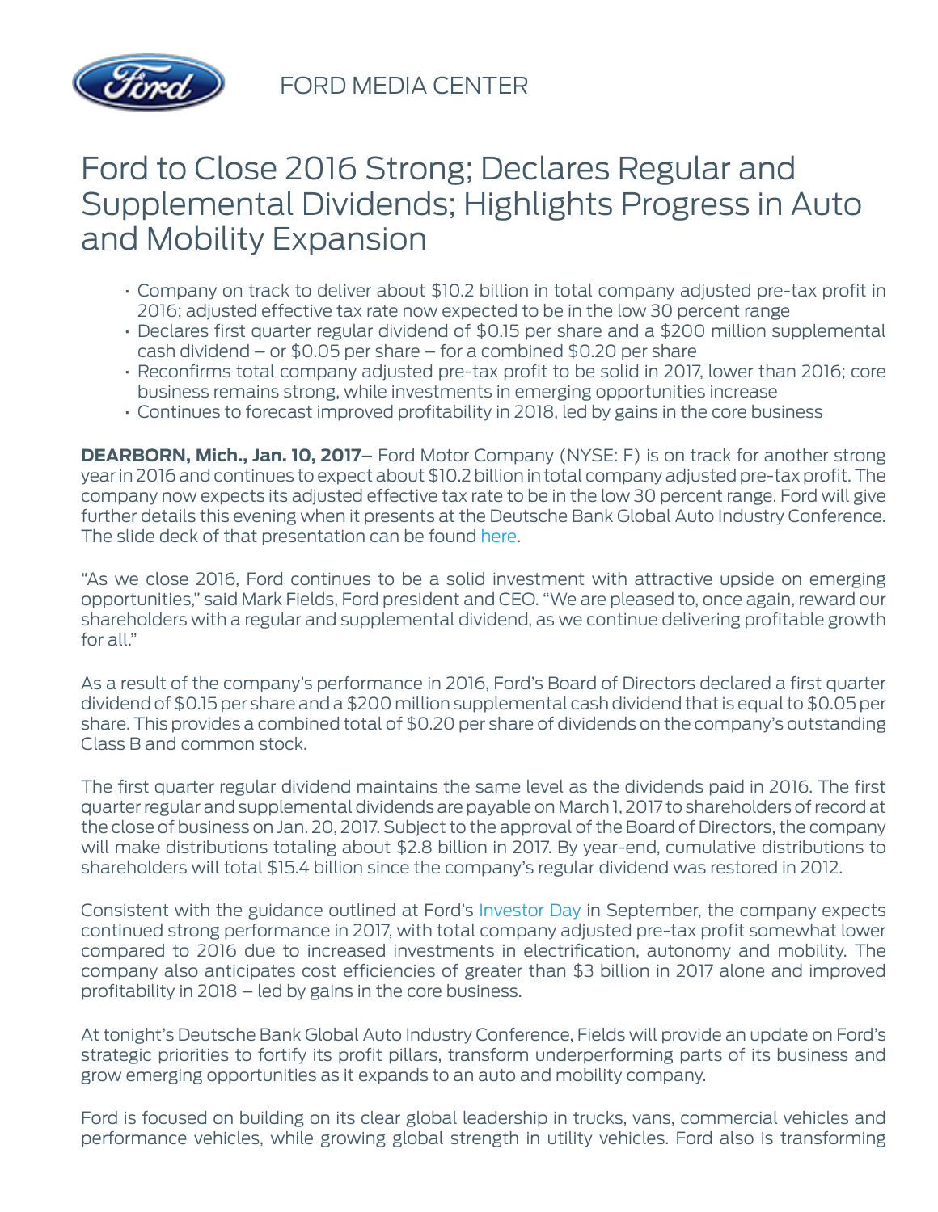FORD MEDIA CENTER

# Ford to Close 2016 Strong; Declares Regular and Supplemental Dividends; Highlights Progress in Auto and Mobility Expansion

- Company on track to deliver about $10.2 billion in total company adjusted pre-tax profit in 2016; adjusted effective tax rate now expected to be in the low 30 percent range
- Declares first quarter regular dividend of $0.15 per share and a $200 million supplemental cash dividend – or $0.05 per share – for a combined $0.20 per share
- Reconfirms total company adjusted pre-tax profit to be solid in 2017, lower than 2016; core business remains strong, while investments in emerging opportunities increase
- Continues to forecast improved profitability in 2018, led by gains in the core business

**DEARBORN, Mich., Jan. 10, 2017**– Ford Motor Company (NYSE: F) is on track for another strong year in 2016 and continues to expect about $10.2 billion in total company adjusted pre-tax profit. The company now expects its adjusted effective tax rate to be in the low 30 percent range. Ford will give further details this evening when it presents at the Deutsche Bank Global Auto Industry Conference. The slide deck of that presentation can be found here.

"As we close 2016, Ford continues to be a solid investment with attractive upside on emerging opportunities," said Mark Fields, Ford president and CEO. "We are pleased to, once again, reward our shareholders with a regular and supplemental dividend, as we continue delivering profitable growth for all."

As a result of the company's performance in 2016, Ford's Board of Directors declared a first quarter dividend of $0.15 per share and a $200 million supplemental cash dividend that is equal to $0.05 per share. This provides a combined total of $0.20 per share of dividends on the company's outstanding Class B and common stock.

The first quarter regular dividend maintains the same level as the dividends paid in 2016. The first quarter regular and supplemental dividends are payable on March 1, 2017 to shareholders of record at the close of business on Jan. 20, 2017. Subject to the approval of the Board of Directors, the company will make distributions totaling about $2.8 billion in 2017. By year-end, cumulative distributions to shareholders will total $15.4 billion since the company's regular dividend was restored in 2012.

Consistent with the guidance outlined at Ford's Investor Day in September, the company expects continued strong performance in 2017, with total company adjusted pre-tax profit somewhat lower compared to 2016 due to increased investments in electrification, autonomy and mobility. The company also anticipates cost efficiencies of greater than $3 billion in 2017 alone and improved profitability in 2018 – led by gains in the core business.

At tonight's Deutsche Bank Global Auto Industry Conference, Fields will provide an update on Ford's strategic priorities to fortify its profit pillars, transform underperforming parts of its business and grow emerging opportunities as it expands to an auto and mobility company.

Ford is focused on building on its clear global leadership in trucks, vans, commercial vehicles and performance vehicles, while growing global strength in utility vehicles. Ford also is transforming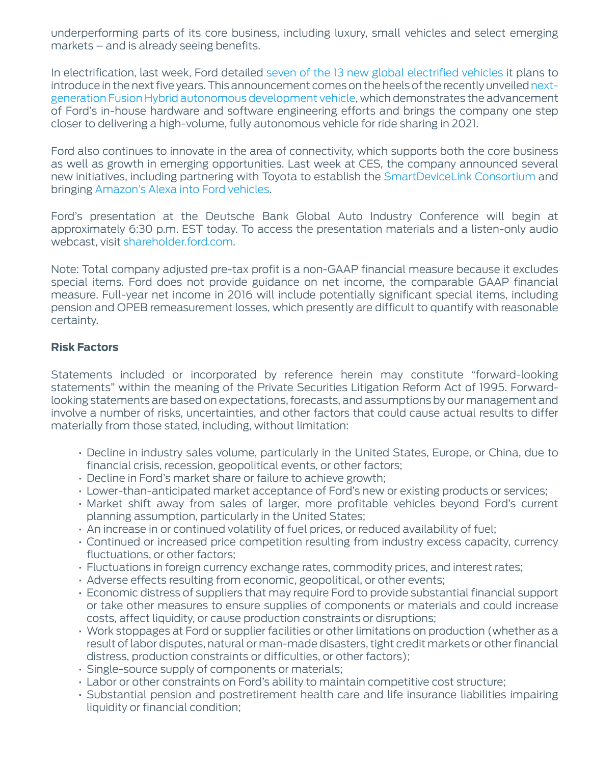underperforming parts of its core business, including luxury, small vehicles and select emerging markets – and is already seeing benefits.

In electrification, last week, Ford detailed seven of the 13 new global electrified vehicles it plans to introduce in the next five years. This announcement comes on the heels of the recently unveiled next-generation Fusion Hybrid autonomous development vehicle, which demonstrates the advancement of Ford's in-house hardware and software engineering efforts and brings the company one step closer to delivering a high-volume, fully autonomous vehicle for ride sharing in 2021.

Ford also continues to innovate in the area of connectivity, which supports both the core business as well as growth in emerging opportunities. Last week at CES, the company announced several new initiatives, including partnering with Toyota to establish the SmartDeviceLink Consortium and bringing Amazon's Alexa into Ford vehicles.

Ford's presentation at the Deutsche Bank Global Auto Industry Conference will begin at approximately 6:30 p.m. EST today. To access the presentation materials and a listen-only audio webcast, visit shareholder.ford.com.

Note: Total company adjusted pre-tax profit is a non-GAAP financial measure because it excludes special items. Ford does not provide guidance on net income, the comparable GAAP financial measure. Full-year net income in 2016 will include potentially significant special items, including pension and OPEB remeasurement losses, which presently are difficult to quantify with reasonable certainty.

**Risk Factors**

Statements included or incorporated by reference herein may constitute "forward-looking statements" within the meaning of the Private Securities Litigation Reform Act of 1995. Forward-looking statements are based on expectations, forecasts, and assumptions by our management and involve a number of risks, uncertainties, and other factors that could cause actual results to differ materially from those stated, including, without limitation:

- Decline in industry sales volume, particularly in the United States, Europe, or China, due to financial crisis, recession, geopolitical events, or other factors;
- Decline in Ford's market share or failure to achieve growth;
- Lower-than-anticipated market acceptance of Ford's new or existing products or services;
- Market shift away from sales of larger, more profitable vehicles beyond Ford's current planning assumption, particularly in the United States;
- An increase in or continued volatility of fuel prices, or reduced availability of fuel;
- Continued or increased price competition resulting from industry excess capacity, currency fluctuations, or other factors;
- Fluctuations in foreign currency exchange rates, commodity prices, and interest rates;
- Adverse effects resulting from economic, geopolitical, or other events;
- Economic distress of suppliers that may require Ford to provide substantial financial support or take other measures to ensure supplies of components or materials and could increase costs, affect liquidity, or cause production constraints or disruptions;
- Work stoppages at Ford or supplier facilities or other limitations on production (whether as a result of labor disputes, natural or man-made disasters, tight credit markets or other financial distress, production constraints or difficulties, or other factors);
- Single-source supply of components or materials;
- Labor or other constraints on Ford's ability to maintain competitive cost structure;
- Substantial pension and postretirement health care and life insurance liabilities impairing liquidity or financial condition;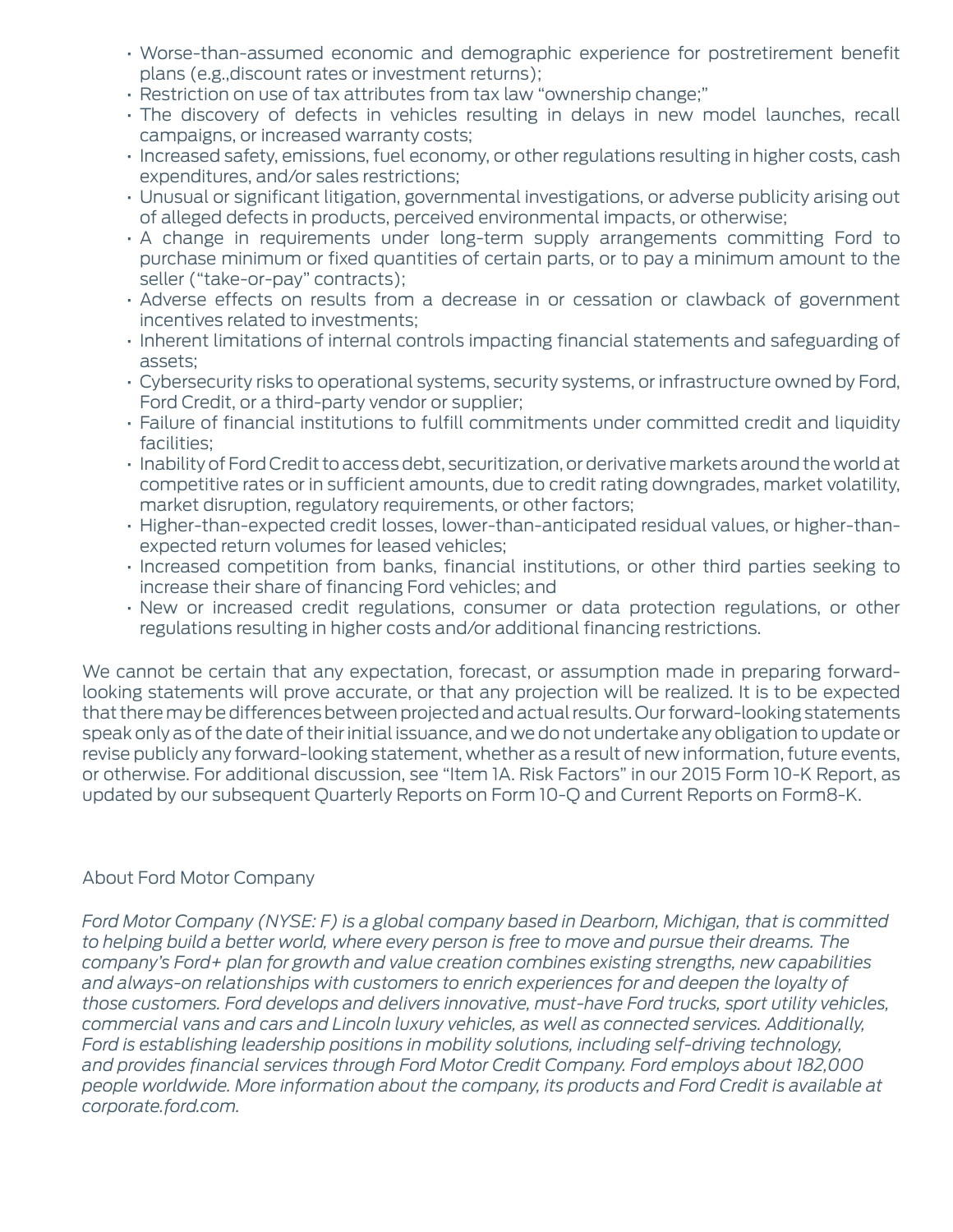- Worse-than-assumed economic and demographic experience for postretirement benefit plans (e.g.,discount rates or investment returns);
- Restriction on use of tax attributes from tax law "ownership change;"
- The discovery of defects in vehicles resulting in delays in new model launches, recall campaigns, or increased warranty costs;
- Increased safety, emissions, fuel economy, or other regulations resulting in higher costs, cash expenditures, and/or sales restrictions;
- Unusual or significant litigation, governmental investigations, or adverse publicity arising out of alleged defects in products, perceived environmental impacts, or otherwise;
- A change in requirements under long-term supply arrangements committing Ford to purchase minimum or fixed quantities of certain parts, or to pay a minimum amount to the seller ("take-or-pay" contracts);
- Adverse effects on results from a decrease in or cessation or clawback of government incentives related to investments;
- Inherent limitations of internal controls impacting financial statements and safeguarding of assets;
- Cybersecurity risks to operational systems, security systems, or infrastructure owned by Ford, Ford Credit, or a third-party vendor or supplier;
- Failure of financial institutions to fulfill commitments under committed credit and liquidity facilities;
- Inability of Ford Credit to access debt, securitization, or derivative markets around the world at competitive rates or in sufficient amounts, due to credit rating downgrades, market volatility, market disruption, regulatory requirements, or other factors;
- Higher-than-expected credit losses, lower-than-anticipated residual values, or higher-than-expected return volumes for leased vehicles;
- Increased competition from banks, financial institutions, or other third parties seeking to increase their share of financing Ford vehicles; and
- New or increased credit regulations, consumer or data protection regulations, or other regulations resulting in higher costs and/or additional financing restrictions.

We cannot be certain that any expectation, forecast, or assumption made in preparing forward-looking statements will prove accurate, or that any projection will be realized. It is to be expected that there may be differences between projected and actual results. Our forward-looking statements speak only as of the date of their initial issuance, and we do not undertake any obligation to update or revise publicly any forward-looking statement, whether as a result of new information, future events, or otherwise. For additional discussion, see "Item 1A. Risk Factors" in our 2015 Form 10-K Report, as updated by our subsequent Quarterly Reports on Form 10-Q and Current Reports on Form8-K.

## About Ford Motor Company

*Ford Motor Company (NYSE: F) is a global company based in Dearborn, Michigan, that is committed to helping build a better world, where every person is free to move and pursue their dreams. The company's Ford+ plan for growth and value creation combines existing strengths, new capabilities and always-on relationships with customers to enrich experiences for and deepen the loyalty of those customers. Ford develops and delivers innovative, must-have Ford trucks, sport utility vehicles, commercial vans and cars and Lincoln luxury vehicles, as well as connected services. Additionally, Ford is establishing leadership positions in mobility solutions, including self-driving technology, and provides financial services through Ford Motor Credit Company. Ford employs about 182,000 people worldwide. More information about the company, its products and Ford Credit is available at corporate.ford.com.*